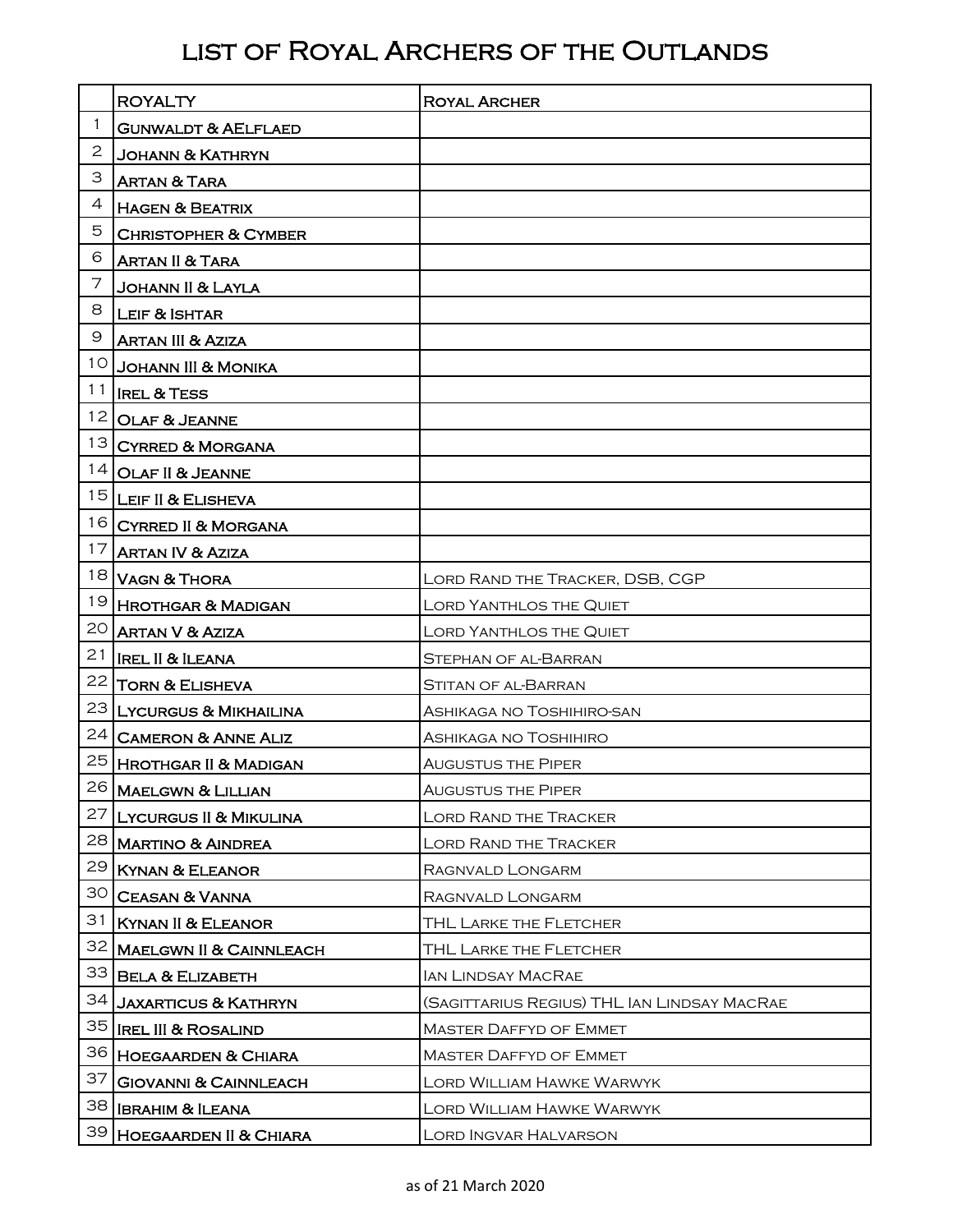# List of Royal Archers of the Outlands

|  | Royalty | Royal Archer |
|---|---|---|
| 1 | Gunwaldt & AElflaed | |
| 2 | Johann & Kathryn | |
| 3 | Artan & Tara | |
| 4 | Hagen & Beatrix | |
| 5 | Christopher & Cymber | |
| 6 | Artan II & Tara | |
| 7 | Johann II & Layla | |
| 8 | Leif & Ishtar | |
| 9 | Artan III & Aziza | |
| 10 | Johann III & Monika | |
| 11 | Irel & Tess | |
| 12 | Olaf & Jeanne | |
| 13 | Cyrred & Morgana | |
| 14 | Olaf II & Jeanne | |
| 15 | Leif II & Elisheva | |
| 16 | Cyrred II & Morgana | |
| 17 | Artan IV & Aziza | |
| 18 | Vagn & Thora | Lord Rand the Tracker, DSB, CGP |
| 19 | Hrothgar & Madigan | Lord Yanthlos the Quiet |
| 20 | Artan V & Aziza | Lord Yanthlos the Quiet |
| 21 | Irel II & Ileana | Stephan of al-Barran |
| 22 | Torn & Elisheva | Stitan of al-Barran |
| 23 | Lycurgus & Mikhailina | Ashikaga no Toshihiro-san |
| 24 | Cameron & Anne Aliz | Ashikaga no Toshihiro |
| 25 | Hrothgar II & Madigan | Augustus the Piper |
| 26 | Maelgwn & Lillian | Augustus the Piper |
| 27 | Lycurgus II & Mikulina | Lord Rand the Tracker |
| 28 | Martino & Aindrea | Lord Rand the Tracker |
| 29 | Kynan & Eleanor | Ragnvald Longarm |
| 30 | Ceasan & Vanna | Ragnvald Longarm |
| 31 | Kynan II & Eleanor | THL Larke the Fletcher |
| 32 | Maelgwn II & Cainnleach | THL Larke the Fletcher |
| 33 | Bela & Elizabeth | Ian Lindsay MacRae |
| 34 | Jaxarticus & Kathryn | (Sagittarius Regius) THL Ian Lindsay MacRae |
| 35 | Irel III & Rosalind | Master Daffyd of Emmet |
| 36 | Hoegaarden & Chiara | Master Daffyd of Emmet |
| 37 | Giovanni & Cainnleach | Lord William Hawke Warwyk |
| 38 | Ibrahim & Ileana | Lord William Hawke Warwyk |
| 39 | Hoegaarden II & Chiara | Lord Ingvar Halvarson |

as of 21 March 2020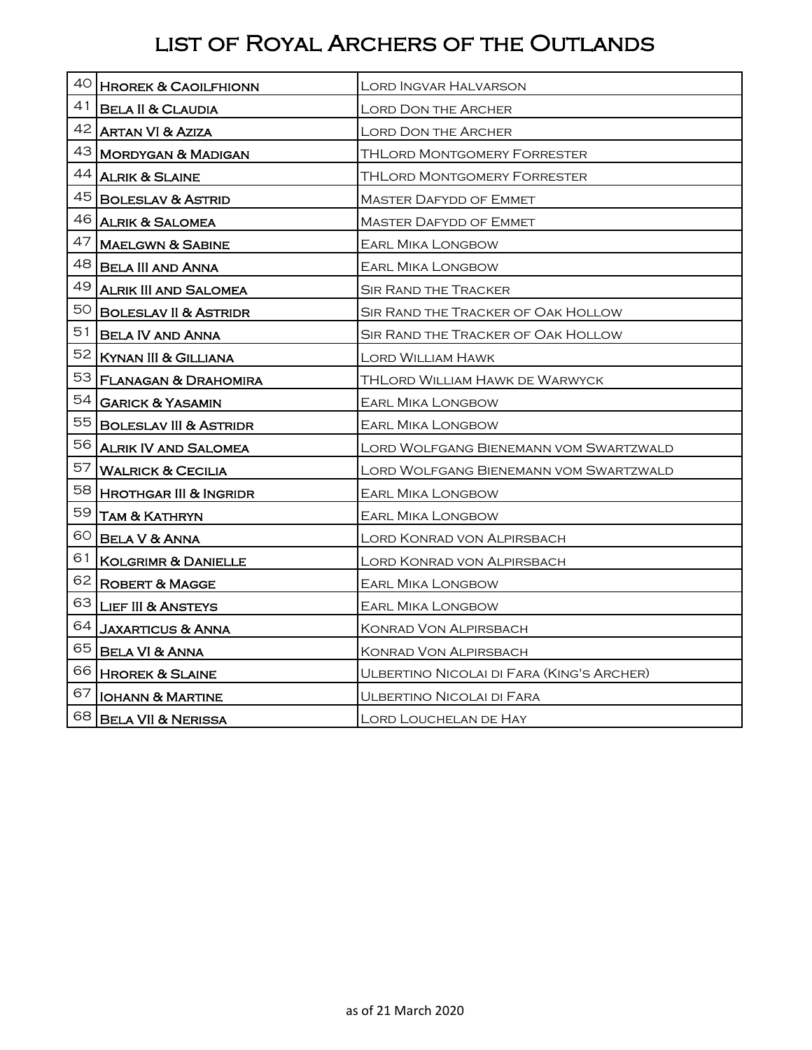# list of Royal Archers of the Outlands

| | | |
|---|---|---|
| 40 | Hrorek & Caoilfhionn | Lord Ingvar Halvarson |
| 41 | Bela II & Claudia | Lord Don the Archer |
| 42 | Artan VI & Aziza | Lord Don the Archer |
| 43 | Mordygan & Madigan | THLord Montgomery Forrester |
| 44 | Alrik & Slaine | THLord Montgomery Forrester |
| 45 | Boleslav & Astrid | Master Dafydd of Emmet |
| 46 | Alrik & Salomea | Master Dafydd of Emmet |
| 47 | Maelgwn & Sabine | Earl Mika Longbow |
| 48 | Bela III and Anna | Earl Mika Longbow |
| 49 | Alrik III and Salomea | Sir Rand the Tracker |
| 50 | Boleslav II & Astridr | Sir Rand the Tracker of Oak Hollow |
| 51 | Bela IV and Anna | Sir Rand the Tracker of Oak Hollow |
| 52 | Kynan III & Gilliana | Lord William Hawk |
| 53 | Flanagan & Drahomira | THLord William Hawk de Warwyck |
| 54 | Garick & Yasamin | Earl Mika Longbow |
| 55 | Boleslav III & Astridr | Earl Mika Longbow |
| 56 | Alrik IV and Salomea | Lord Wolfgang Bienemann vom Swartzwald |
| 57 | Walrick & Cecilia | Lord Wolfgang Bienemann vom Swartzwald |
| 58 | Hrothgar III & Ingridr | Earl Mika Longbow |
| 59 | Tam & Kathryn | Earl Mika Longbow |
| 60 | Bela V & Anna | Lord Konrad von Alpirsbach |
| 61 | Kolgrimr & Danielle | Lord Konrad von Alpirsbach |
| 62 | Robert & Magge | Earl Mika Longbow |
| 63 | Lief III & Ansteys | Earl Mika Longbow |
| 64 | Jaxarticus & Anna | Konrad Von Alpirsbach |
| 65 | Bela VI & Anna | Konrad Von Alpirsbach |
| 66 | Hrorek & Slaine | Ulbertino Nicolai di Fara (King's Archer) |
| 67 | Iohann & Martine | Ulbertino Nicolai di Fara |
| 68 | Bela VII & Nerissa | Lord Louchelan de Hay |

as of 21 March 2020